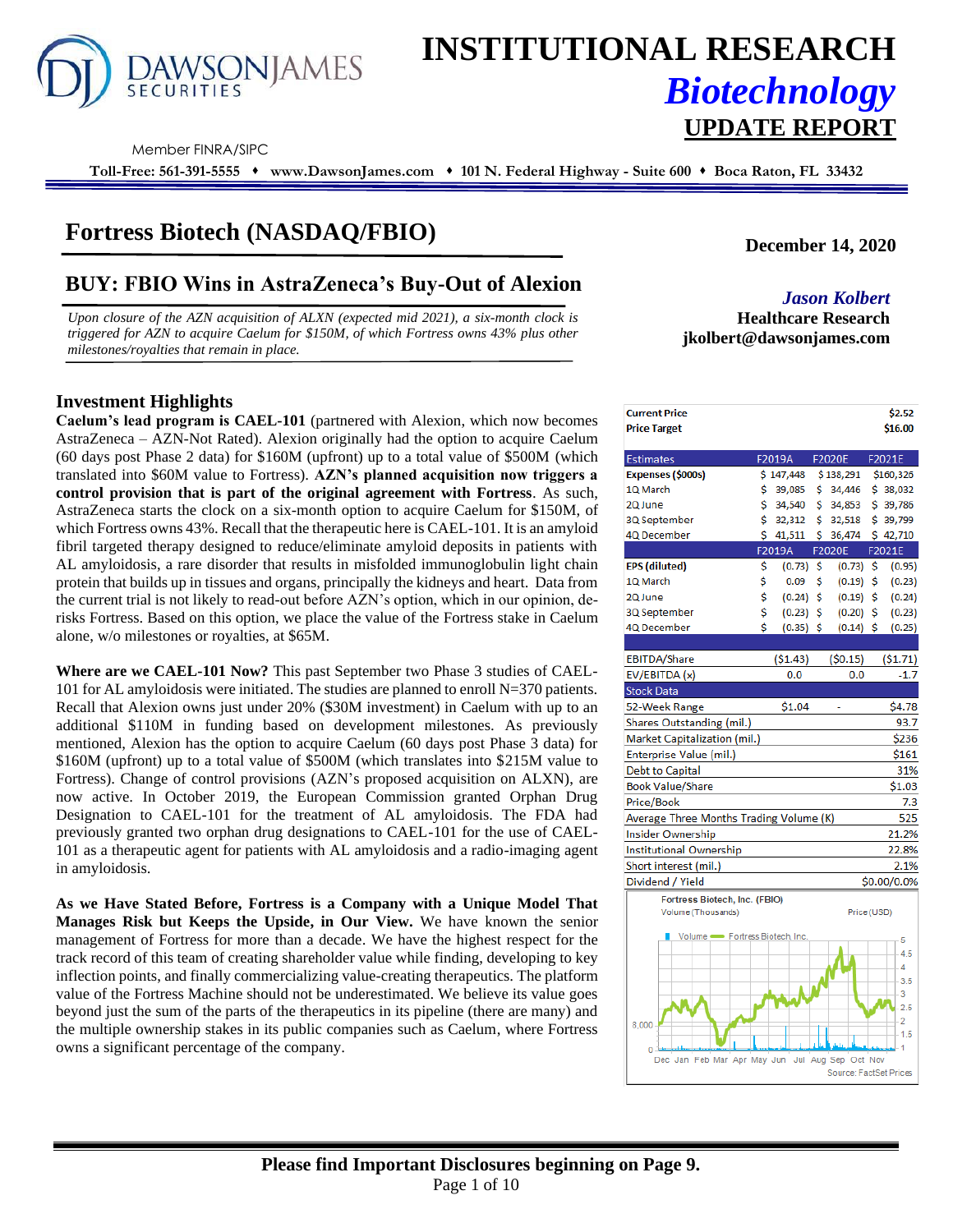# INSTITUTIONAL RESEARCH
## *Biotechnology*
## UPDATE REPORT

Member FINRA/SIPC

**Toll-Free: 561-391-5555 ♦ www.DawsonJames.com ♦ 101 N. Federal Highway - Suite 600 ♦ Boca Raton, FL 33432**

# Fortress Biotech (NASDAQ/FBIO)

**December 14, 2020**

## BUY: FBIO Wins in AstraZeneca's Buy-Out of Alexion

*Upon closure of the AZN acquisition of ALXN (expected mid 2021), a six-month clock is triggered for AZN to acquire Caelum for $150M, of which Fortress owns 43% plus other milestones/royalties that remain in place.*

***Jason Kolbert***
**Healthcare Research**
**jkolbert@dawsonjames.com**

### Investment Highlights

**Caelum's lead program is CAEL-101** (partnered with Alexion, which now becomes AstraZeneca – AZN-Not Rated). Alexion originally had the option to acquire Caelum (60 days post Phase 2 data) for $160M (upfront) up to a total value of $500M (which translated into $60M value to Fortress). **AZN's planned acquisition now triggers a control provision that is part of the original agreement with Fortress**. As such, AstraZeneca starts the clock on a six-month option to acquire Caelum for $150M, of which Fortress owns 43%. Recall that the therapeutic here is CAEL-101. It is an amyloid fibril targeted therapy designed to reduce/eliminate amyloid deposits in patients with AL amyloidosis, a rare disorder that results in misfolded immunoglobulin light chain protein that builds up in tissues and organs, principally the kidneys and heart. Data from the current trial is not likely to read-out before AZN's option, which in our opinion, de-risks Fortress. Based on this option, we place the value of the Fortress stake in Caelum alone, w/o milestones or royalties, at $65M.

**Where are we CAEL-101 Now?** This past September two Phase 3 studies of CAEL-101 for AL amyloidosis were initiated. The studies are planned to enroll N=370 patients. Recall that Alexion owns just under 20% ($30M investment) in Caelum with up to an additional $110M in funding based on development milestones. As previously mentioned, Alexion has the option to acquire Caelum (60 days post Phase 3 data) for $160M (upfront) up to a total value of $500M (which translates into $215M value to Fortress). Change of control provisions (AZN's proposed acquisition on ALXN), are now active. In October 2019, the European Commission granted Orphan Drug Designation to CAEL-101 for the treatment of AL amyloidosis. The FDA had previously granted two orphan drug designations to CAEL-101 for the use of CAEL-101 as a therapeutic agent for patients with AL amyloidosis and a radio-imaging agent in amyloidosis.

**As we Have Stated Before, Fortress is a Company with a Unique Model That Manages Risk but Keeps the Upside, in Our View.** We have known the senior management of Fortress for more than a decade. We have the highest respect for the track record of this team of creating shareholder value while finding, developing to key inflection points, and finally commercializing value-creating therapeutics. The platform value of the Fortress Machine should not be underestimated. We believe its value goes beyond just the sum of the parts of the therapeutics in its pipeline (there are many) and the multiple ownership stakes in its public companies such as Caelum, where Fortress owns a significant percentage of the company.

| | |
|---|---|
| **Current Price** | **$2.52** |
| **Price Target** | **$16.00** |

| Estimates | F2019A | F2020E | F2021E |
|---|---|---|---|
| **Expenses ($000s)** | $ 147,448 | $ 138,291 | $160,326 |
| 1Q March | $ 39,085 | $ 34,446 | $ 38,032 |
| 2Q June | $ 34,540 | $ 34,853 | $ 39,786 |
| 3Q September | $ 32,312 | $ 32,518 | $ 39,799 |
| 4Q December | $ 41,511 | $ 36,474 | $ 42,710 |
| | **F2019A** | **F2020E** | **F2021E** |
| **EPS (diluted)** | $ (0.73) | $ (0.73) | $ (0.95) |
| 1Q March | $ 0.09 | $ (0.19) | $ (0.23) |
| 2Q June | $ (0.24) | $ (0.19) | $ (0.24) |
| 3Q September | $ (0.23) | $ (0.20) | $ (0.23) |
| 4Q December | $ (0.35) | $ (0.14) | $ (0.25) |
| EBITDA/Share | ($1.43) | ($0.15) | ($1.71) |
| EV/EBITDA (x) | 0.0 | 0.0 | -1.7 |

| Stock Data | |
|---|---|
| 52-Week Range | $1.04 - $4.78 |
| Shares Outstanding (mil.) | 93.7 |
| Market Capitalization (mil.) | $236 |
| Enterprise Value (mil.) | $161 |
| Debt to Capital | 31% |
| Book Value/Share | $1.03 |
| Price/Book | 7.3 |
| Average Three Months Trading Volume (K) | 525 |
| Insider Ownership | 21.2% |
| Institutional Ownership | 22.8% |
| Short interest (mil.) | 2.1% |
| Dividend / Yield | $0.00/0.0% |

Fortress Biotech, Inc. (FBIO)
Volume (Thousands) Price (USD)
Source: FactSet Prices

**Please find Important Disclosures beginning on Page 9.**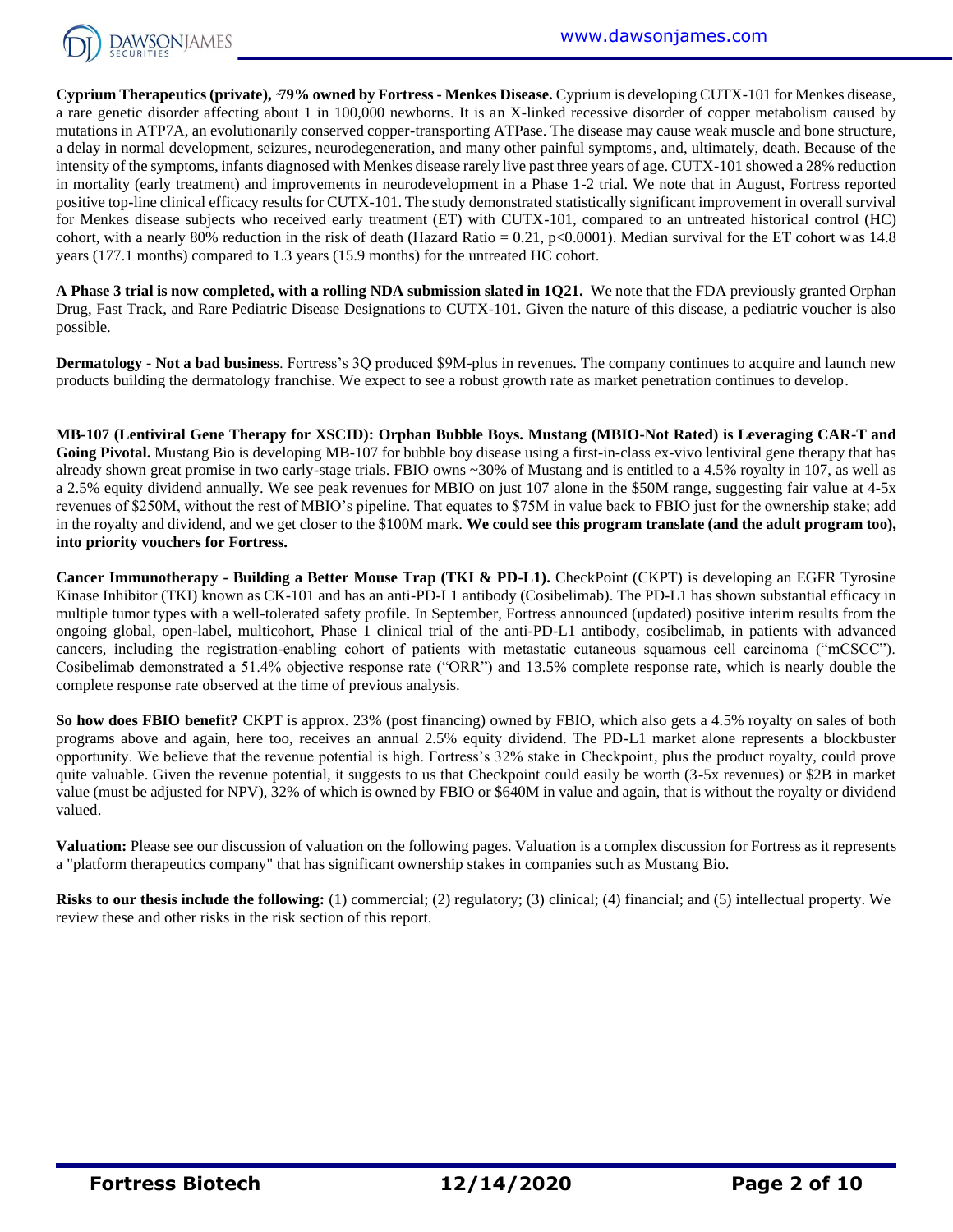**Cyprium Therapeutics (private), ~79% owned by Fortress - Menkes Disease.** Cyprium is developing CUTX-101 for Menkes disease, a rare genetic disorder affecting about 1 in 100,000 newborns. It is an X-linked recessive disorder of copper metabolism caused by mutations in ATP7A, an evolutionarily conserved copper-transporting ATPase. The disease may cause weak muscle and bone structure, a delay in normal development, seizures, neurodegeneration, and many other painful symptoms, and, ultimately, death. Because of the intensity of the symptoms, infants diagnosed with Menkes disease rarely live past three years of age. CUTX-101 showed a 28% reduction in mortality (early treatment) and improvements in neurodevelopment in a Phase 1-2 trial. We note that in August, Fortress reported positive top-line clinical efficacy results for CUTX-101. The study demonstrated statistically significant improvement in overall survival for Menkes disease subjects who received early treatment (ET) with CUTX-101, compared to an untreated historical control (HC) cohort, with a nearly 80% reduction in the risk of death (Hazard Ratio = 0.21, $p<0.0001$). Median survival for the ET cohort was 14.8 years (177.1 months) compared to 1.3 years (15.9 months) for the untreated HC cohort.

**A Phase 3 trial is now completed, with a rolling NDA submission slated in 1Q21.** We note that the FDA previously granted Orphan Drug, Fast Track, and Rare Pediatric Disease Designations to CUTX-101. Given the nature of this disease, a pediatric voucher is also possible.

**Dermatology - Not a bad business**. Fortress's 3Q produced $9M-plus in revenues. The company continues to acquire and launch new products building the dermatology franchise. We expect to see a robust growth rate as market penetration continues to develop.

**MB-107 (Lentiviral Gene Therapy for XSCID): Orphan Bubble Boys. Mustang (MBIO-Not Rated) is Leveraging CAR-T and Going Pivotal.** Mustang Bio is developing MB-107 for bubble boy disease using a first-in-class ex-vivo lentiviral gene therapy that has already shown great promise in two early-stage trials. FBIO owns ~30% of Mustang and is entitled to a 4.5% royalty in 107, as well as a 2.5% equity dividend annually. We see peak revenues for MBIO on just 107 alone in the $50M range, suggesting fair value at 4-5x revenues of $250M, without the rest of MBIO's pipeline. That equates to $75M in value back to FBIO just for the ownership stake; add in the royalty and dividend, and we get closer to the $100M mark. **We could see this program translate (and the adult program too), into priority vouchers for Fortress.**

**Cancer Immunotherapy - Building a Better Mouse Trap (TKI & PD-L1).** CheckPoint (CKPT) is developing an EGFR Tyrosine Kinase Inhibitor (TKI) known as CK-101 and has an anti-PD-L1 antibody (Cosibelimab). The PD-L1 has shown substantial efficacy in multiple tumor types with a well-tolerated safety profile. In September, Fortress announced (updated) positive interim results from the ongoing global, open-label, multicohort, Phase 1 clinical trial of the anti-PD-L1 antibody, cosibelimab, in patients with advanced cancers, including the registration-enabling cohort of patients with metastatic cutaneous squamous cell carcinoma ("mCSCC"). Cosibelimab demonstrated a 51.4% objective response rate ("ORR") and 13.5% complete response rate, which is nearly double the complete response rate observed at the time of previous analysis.

**So how does FBIO benefit?** CKPT is approx. 23% (post financing) owned by FBIO, which also gets a 4.5% royalty on sales of both programs above and again, here too, receives an annual 2.5% equity dividend. The PD-L1 market alone represents a blockbuster opportunity. We believe that the revenue potential is high. Fortress's 32% stake in Checkpoint, plus the product royalty, could prove quite valuable. Given the revenue potential, it suggests to us that Checkpoint could easily be worth (3-5x revenues) or $2B in market value (must be adjusted for NPV), 32% of which is owned by FBIO or $640M in value and again, that is without the royalty or dividend valued.

**Valuation:** Please see our discussion of valuation on the following pages. Valuation is a complex discussion for Fortress as it represents a "platform therapeutics company" that has significant ownership stakes in companies such as Mustang Bio.

**Risks to our thesis include the following:** (1) commercial; (2) regulatory; (3) clinical; (4) financial; and (5) intellectual property. We review these and other risks in the risk section of this report.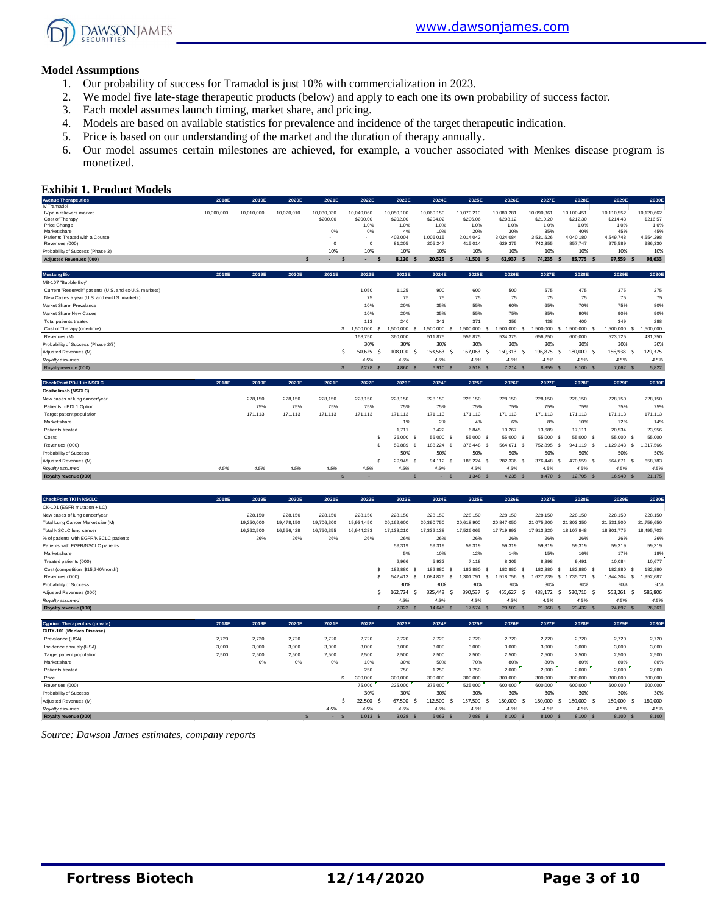## Model Assumptions

1. Our probability of success for Tramadol is just 10% with commercialization in 2023.
2. We model five late-stage therapeutic products (below) and apply to each one its own probability of success factor.
3. Each model assumes launch timing, market share, and pricing.
4. Models are based on available statistics for prevalence and incidence of the target therapeutic indication.
5. Price is based on our understanding of the market and the duration of therapy annually.
6. Our model assumes certain milestones are achieved, for example, a voucher associated with Menkes disease program is monetized.

## Exhibit 1. Product Models

| Avenue Therapeutics | 2018E | 2019E | 2020E | 2021E | 2022E | 2023E | 2024E | 2025E | 2026E | 2027E | 2028E | 2029E | 2030E |
|---|---|---|---|---|---|---|---|---|---|---|---|---|---|
| IV Tramadol | | | | | | | | | | | | | |
| IV pain relievers market | 10,000,000 | 10,010,000 | 10,020,010 | 10,030,030 | 10,040,060 | 10,050,100 | 10,060,150 | 10,070,210 | 10,080,281 | 10,090,361 | 10,100,451 | 10,110,552 | 10,120,662 |
| Cost of Therapy | | | | $200.00 | $200.00 | $202.00 | $204.02 | $206.06 | $208.12 | $210.20 | $212.30 | $214.43 | $216.57 |
| Price Change | | | | | 1.0% | 1.0% | 1.0% | 1.0% | 1.0% | 1.0% | 1.0% | 1.0% | 1.0% |
| Market share | | | | 0% | 0% | 4% | 10% | 20% | 30% | 35% | 40% | 45% | 45% |
| Patients Treated with a Course | | | | - | - | 402,004 | 1,006,015 | 2,014,042 | 3,024,084 | 3,531,626 | 4,040,180 | 4,549,748 | 4,554,298 |
| Revenues (000) | | | | 0 | 0 | 81,205 | 205,247 | 415,014 | 629,375 | 742,355 | 857,747 | 975,589 | 986,330 |
| Probability of Success (Phase 3) | | | | 10% | 10% | 10% | 10% | 10% | 10% | 10% | 10% | 10% | 10% |
| **Adjusted Revenues (000)** | | | | $ - | $ - | $ 8,120 | $ 20,525 | $ 41,501 | $ 62,937 | $ 74,235 | $ 85,775 | $ 97,559 | $ 98,633 |

| Mustang Bio | 2018E | 2019E | 2020E | 2021E | 2022E | 2023E | 2024E | 2025E | 2026E | 2027E | 2028E | 2029E | 2030E |
|---|---|---|---|---|---|---|---|---|---|---|---|---|---|
| MB-107 "Bubble Boy" | | | | | | | | | | | | | |
| Current "Reservoir" patients (U.S. and ex-U.S. markets) | | | | | 1,050 | 1,125 | 900 | 600 | 500 | 575 | 475 | 375 | 275 |
| New Cases a year (U.S. and ex-U.S. markets) | | | | | 75 | 75 | 75 | 75 | 75 | 75 | 75 | 75 | 75 |
| Market Share Prevalance | | | | | 10% | 20% | 35% | 55% | 60% | 65% | 70% | 75% | 80% |
| Market Share New Cases | | | | | 10% | 20% | 35% | 55% | 75% | 85% | 90% | 90% | 90% |
| Total patients treated | | | | | 113 | 240 | 341 | 371 | 356 | 438 | 400 | 349 | 288 |
| Cost of Therapy (one-time) | | | | | $ 1,500,000 | $ 1,500,000 | $ 1,500,000 | $ 1,500,000 | $ 1,500,000 | $ 1,500,000 | $ 1,500,000 | $ 1,500,000 | $ 1,500,000 |
| Revenues (M) | | | | | 168,750 | 360,000 | 511,875 | 556,875 | 534,375 | 656,250 | 600,000 | 523,125 | 431,250 |
| Probability of Success (Phase 2/3) | | | | | 30% | 30% | 30% | 30% | 30% | 30% | 30% | 30% | 30% |
| Adjusted Revenues (M) | | | | | $ 50,625 | $ 108,000 | $ 153,563 | $ 167,063 | $ 160,313 | $ 196,875 | $ 180,000 | $ 156,938 | $ 129,375 |
| *Royalty assumed* | | | | | 4.5% | 4.5% | 4.5% | 4.5% | 4.5% | 4.5% | 4.5% | 4.5% | 4.5% |
| **Royalty revenue (000)** | | | | | $ 2,278 | $ 4,860 | $ 6,910 | $ 7,518 | $ 7,214 | $ 8,859 | $ 8,100 | $ 7,062 | $ 5,822 |

| CheckPoint PD-L1 in NSCLC | 2018E | 2019E | 2020E | 2021E | 2022E | 2023E | 2024E | 2025E | 2026E | 2027E | 2028E | 2029E | 2030E |
|---|---|---|---|---|---|---|---|---|---|---|---|---|---|
| Cosibelimab (NSCLC) | | | | | | | | | | | | | |
| New cases of lung cancer/year | | 228,150 | 228,150 | 228,150 | 228,150 | 228,150 | 228,150 | 228,150 | 228,150 | 228,150 | 228,150 | 228,150 | 228,150 |
| Patients - PDL1 Option | | 75% | 75% | 75% | 75% | 75% | 75% | 75% | 75% | 75% | 75% | 75% | 75% |
| Target patient population | | 171,113 | 171,113 | 171,113 | 171,113 | 171,113 | 171,113 | 171,113 | 171,113 | 171,113 | 171,113 | 171,113 | 171,113 |
| Market share | | | | | | 1% | 2% | 4% | 6% | 8% | 10% | 12% | 14% |
| Patients treated | | | | | | 1,711 | 3,422 | 6,845 | 10,267 | 13,689 | 17,111 | 20,534 | 23,956 |
| Costs | | | | | | $ 35,000 | $ 55,000 | $ 55,000 | $ 55,000 | $ 55,000 | $ 55,000 | $ 55,000 | $ 55,000 |
| Revenues ('000) | | | | | | $ 59,889 | $ 188,224 | $ 376,448 | $ 564,671 | $ 752,895 | $ 941,119 | $ 1,129,343 | $ 1,317,566 |
| Probability of Success | | | | | | 50% | 50% | 50% | 50% | 50% | 50% | 50% | 50% |
| Adjusted Revenues (M) | | | | | | $ 29,945 | $ 94,112 | $ 188,224 | $ 282,336 | $ 376,448 | $ 470,559 | $ 564,671 | $ 658,783 |
| *Royalty assumed* | 4.5% | 4.5% | 4.5% | 4.5% | 4.5% | 4.5% | 4.5% | 4.5% | 4.5% | 4.5% | 4.5% | 4.5% | 4.5% |
| **Royalty revenue (000)** | | | | $ - | | $ - | $ - | $ 1,348 | $ 4,235 | $ 8,470 | $ 12,705 | $ 16,940 | $ 21,175 |

| CheckPoint TKI in NSCLC | 2018E | 2019E | 2020E | 2021E | 2022E | 2023E | 2024E | 2025E | 2026E | 2027E | 2028E | 2029E | 2030E |
|---|---|---|---|---|---|---|---|---|---|---|---|---|---|
| CK-101 (EGFR mutation + LC) | | | | | | | | | | | | | |
| New cases of lung cancer/year | | 228,150 | 228,150 | 228,150 | 228,150 | 228,150 | 228,150 | 228,150 | 228,150 | 228,150 | 228,150 | 228,150 | 228,150 |
| Total Lung Cancer Market size (M) | | 19,250,000 | 19,478,150 | 19,706,300 | 19,934,450 | 20,162,600 | 20,390,750 | 20,618,900 | 20,847,050 | 21,075,200 | 21,303,350 | 21,531,500 | 21,759,650 |
| Total NSCLC lung cancer | | 16,362,500 | 16,556,428 | 16,750,355 | 16,944,283 | 17,138,210 | 17,332,138 | 17,526,065 | 17,719,993 | 17,913,920 | 18,107,848 | 18,301,775 | 18,495,703 |
| % of patients with EGFR/NSCLC patients | | 26% | 26% | 26% | 26% | 26% | 26% | 26% | 26% | 26% | 26% | 26% | 26% |
| Patients with EGFR/NSCLC patients | | | | | | 59,319 | 59,319 | 59,319 | 59,319 | 59,319 | 59,319 | 59,319 | 59,319 |
| Market share | | | | | | 5% | 10% | 12% | 14% | 15% | 16% | 17% | 18% |
| Treated patients (000) | | | | | | 2,966 | 5,932 | 7,118 | 8,305 | 8,898 | 9,491 | 10,084 | 10,677 |
| Cost (competition=$15,240/month) | | | | | | $ 182,880 | $ 182,880 | $ 182,880 | $ 182,880 | $ 182,880 | $ 182,880 | $ 182,880 | $ 182,880 |
| Revenues ('000) | | | | | | $ 542,413 | $ 1,084,826 | $ 1,301,791 | $ 1,518,756 | $ 1,627,239 | $ 1,735,721 | $ 1,844,204 | $ 1,952,687 |
| Probability of Success | | | | | | 30% | 30% | 30% | 30% | 30% | 30% | 30% | 30% |
| Adjusted Revenues (000) | | | | | | $ 162,724 | $ 325,448 | $ 390,537 | $ 455,627 | $ 488,172 | $ 520,716 | $ 553,261 | $ 585,806 |
| *Royalty assumed* | | | | | | 4.5% | 4.5% | 4.5% | 4.5% | 4.5% | 4.5% | 4.5% | 4.5% |
| **Royalty revenue (000)** | | | | | | $ 7,323 | $ 14,645 | $ 17,574 | $ 20,503 | $ 21,968 | $ 23,432 | $ 24,897 | $ 26,361 |

| Cyprium Therapeutics (private) | 2018E | 2019E | 2020E | 2021E | 2022E | 2023E | 2024E | 2025E | 2026E | 2027E | 2028E | 2029E | 2030E |
|---|---|---|---|---|---|---|---|---|---|---|---|---|---|
| CUTX-101 (Menkes Disease) | | | | | | | | | | | | | |
| Prevalance (USA) | 2,720 | 2,720 | 2,720 | 2,720 | 2,720 | 2,720 | 2,720 | 2,720 | 2,720 | 2,720 | 2,720 | 2,720 | 2,720 |
| Incidence annualy (USA) | 3,000 | 3,000 | 3,000 | 3,000 | 3,000 | 3,000 | 3,000 | 3,000 | 3,000 | 3,000 | 3,000 | 3,000 | 3,000 |
| Target patient population | 2,500 | 2,500 | 2,500 | 2,500 | 2,500 | 2,500 | 2,500 | 2,500 | 2,500 | 2,500 | 2,500 | 2,500 | 2,500 |
| Market share | | 0% | 0% | 0% | 10% | 30% | 50% | 70% | 80% | 80% | 80% | 80% | 80% |
| Patients treated | | | | | 250 | 750 | 1,250 | 1,750 | 2,000 | 2,000 | 2,000 | 2,000 | 2,000 |
| Price | | | | $ 300,000 | 300,000 | 300,000 | 300,000 | 300,000 | 300,000 | 300,000 | 300,000 | 300,000 | 300,000 |
| Revenues (000) | | | | | 75,000 | 225,000 | 375,000 | 525,000 | 600,000 | 600,000 | 600,000 | 600,000 | 600,000 |
| Probability of Success | | | | | 30% | 30% | 30% | 30% | 30% | 30% | 30% | 30% | 30% |
| Adjusted Revenues (M) | | | | | $ 22,500 | $ 67,500 | $ 112,500 | $ 157,500 | $ 180,000 | $ 180,000 | $ 180,000 | $ 180,000 | $ 180,000 |
| *Royalty assumed* | | | | 4.5% | 4.5% | 4.5% | 4.5% | 4.5% | 4.5% | 4.5% | 4.5% | 4.5% | 4.5% |
| **Royalty revenue (000)** | | | | $ - | $ 1,013 | $ 3,038 | $ 5,063 | $ 7,088 | $ 8,100 | $ 8,100 | $ 8,100 | $ 8,100 | $ 8,100 |

*Source: Dawson James estimates, company reports*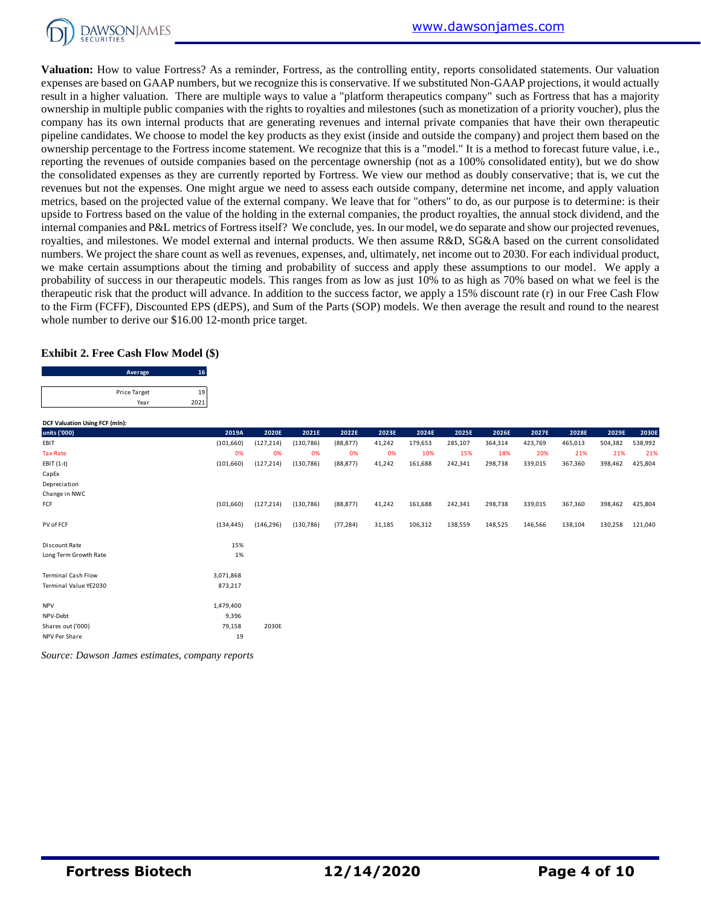**Valuation:** How to value Fortress? As a reminder, Fortress, as the controlling entity, reports consolidated statements. Our valuation expenses are based on GAAP numbers, but we recognize this is conservative. If we substituted Non-GAAP projections, it would actually result in a higher valuation. There are multiple ways to value a "platform therapeutics company" such as Fortress that has a majority ownership in multiple public companies with the rights to royalties and milestones (such as monetization of a priority voucher), plus the company has its own internal products that are generating revenues and internal private companies that have their own therapeutic pipeline candidates. We choose to model the key products as they exist (inside and outside the company) and project them based on the ownership percentage to the Fortress income statement. We recognize that this is a "model." It is a method to forecast future value, i.e., reporting the revenues of outside companies based on the percentage ownership (not as a 100% consolidated entity), but we do show the consolidated expenses as they are currently reported by Fortress. We view our method as doubly conservative; that is, we cut the revenues but not the expenses. One might argue we need to assess each outside company, determine net income, and apply valuation metrics, based on the projected value of the external company. We leave that for "others" to do, as our purpose is to determine: is their upside to Fortress based on the value of the holding in the external companies, the product royalties, the annual stock dividend, and the internal companies and P&L metrics of Fortress itself? We conclude, yes. In our model, we do separate and show our projected revenues, royalties, and milestones. We model external and internal products. We then assume R&D, SG&A based on the current consolidated numbers. We project the share count as well as revenues, expenses, and, ultimately, net income out to 2030. For each individual product, we make certain assumptions about the timing and probability of success and apply these assumptions to our model. We apply a probability of success in our therapeutic models. This ranges from as low as just 10% to as high as 70% based on what we feel is the therapeutic risk that the product will advance. In addition to the success factor, we apply a 15% discount rate (r) in our Free Cash Flow to the Firm (FCFF), Discounted EPS (dEPS), and Sum of the Parts (SOP) models. We then average the result and round to the nearest whole number to derive our $16.00 12-month price target.

### Exhibit 2. Free Cash Flow Model ($)

| Average | 16 |
|---|---|
| Price Target | 19 |
| Year | 2021 |

DCF Valuation Using FCF (mln):

| units ('000) | 2019A | 2020E | 2021E | 2022E | 2023E | 2024E | 2025E | 2026E | 2027E | 2028E | 2029E | 2030E |
|---|---|---|---|---|---|---|---|---|---|---|---|---|
| EBIT | (101,660) | (127,214) | (130,786) | (88,877) | 41,242 | 179,653 | 285,107 | 364,314 | 423,769 | 465,013 | 504,382 | 538,992 |
| Tax Rate | 0% | 0% | 0% | 0% | 0% | 10% | 15% | 18% | 20% | 21% | 21% | 21% |
| EBIT (1-t) | (101,660) | (127,214) | (130,786) | (88,877) | 41,242 | 161,688 | 242,341 | 298,738 | 339,015 | 367,360 | 398,462 | 425,804 |
| CapEx | | | | | | | | | | | | |
| Depreciation | | | | | | | | | | | | |
| Change in NWC | | | | | | | | | | | | |
| FCF | (101,660) | (127,214) | (130,786) | (88,877) | 41,242 | 161,688 | 242,341 | 298,738 | 339,015 | 367,360 | 398,462 | 425,804 |
| | | | | | | | | | | | | |
| PV of FCF | (134,445) | (146,296) | (130,786) | (77,284) | 31,185 | 106,312 | 138,559 | 148,525 | 146,566 | 138,104 | 130,258 | 121,040 |
| | | | | | | | | | | | | |
| Discount Rate | 15% | | | | | | | | | | | |
| Long Term Growth Rate | 1% | | | | | | | | | | | |
| | | | | | | | | | | | | |
| Terminal Cash Flow | 3,071,868 | | | | | | | | | | | |
| Terminal Value YE2030 | 873,217 | | | | | | | | | | | |
| | | | | | | | | | | | | |
| NPV | 1,479,400 | | | | | | | | | | | |
| NPV-Debt | 9,396 | | | | | | | | | | | |
| Shares out ('000) | 79,158 | 2030E | | | | | | | | | | |
| NPV Per Share | 19 | | | | | | | | | | | |

*Source: Dawson James estimates, company reports*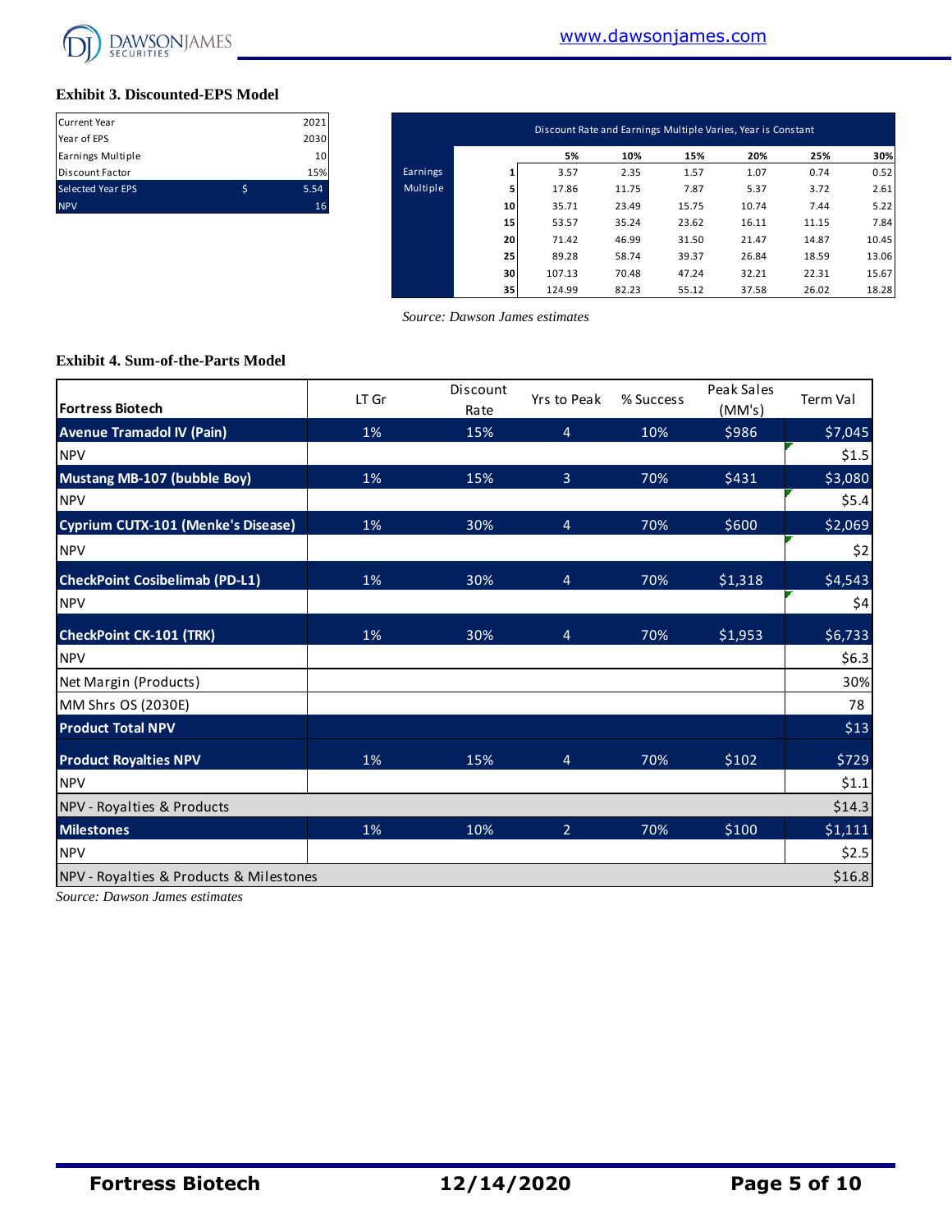### Exhibit 3. Discounted-EPS Model

| | | |
|---|---|---|
| Current Year | | 2021 |
| Year of EPS | | 2030 |
| Earnings Multiple | | 10 |
| Discount Factor | | 15% |
| Selected Year EPS | $ | 5.54 |
| NPV | | 16 |

| Discount Rate and Earnings Multiple Varies, Year is Constant | | | | | | | |
|---|---|---|---|---|---|---|---|
| | | 5% | 10% | 15% | 20% | 25% | 30% |
| Earnings Multiple | 1 | 3.57 | 2.35 | 1.57 | 1.07 | 0.74 | 0.52 |
| | 5 | 17.86 | 11.75 | 7.87 | 5.37 | 3.72 | 2.61 |
| | 10 | 35.71 | 23.49 | 15.75 | 10.74 | 7.44 | 5.22 |
| | 15 | 53.57 | 35.24 | 23.62 | 16.11 | 11.15 | 7.84 |
| | 20 | 71.42 | 46.99 | 31.50 | 21.47 | 14.87 | 10.45 |
| | 25 | 89.28 | 58.74 | 39.37 | 26.84 | 18.59 | 13.06 |
| | 30 | 107.13 | 70.48 | 47.24 | 32.21 | 22.31 | 15.67 |
| | 35 | 124.99 | 82.23 | 55.12 | 37.58 | 26.02 | 18.28 |

*Source: Dawson James estimates*

### Exhibit 4. Sum-of-the-Parts Model

| Fortress Biotech | LT Gr | Discount Rate | Yrs to Peak | % Success | Peak Sales (MM's) | Term Val |
|---|---|---|---|---|---|---|
| **Avenue Tramadol IV (Pain)** | 1% | 15% | 4 | 10% | $986 | $7,045 |
| NPV | | | | | | $1.5 |
| **Mustang MB-107 (bubble Boy)** | 1% | 15% | 3 | 70% | $431 | $3,080 |
| NPV | | | | | | $5.4 |
| **Cyprium CUTX-101 (Menke's Disease)** | 1% | 30% | 4 | 70% | $600 | $2,069 |
| NPV | | | | | | $2 |
| **CheckPoint Cosibelimab (PD-L1)** | 1% | 30% | 4 | 70% | $1,318 | $4,543 |
| NPV | | | | | | $4 |
| **CheckPoint CK-101 (TRK)** | 1% | 30% | 4 | 70% | $1,953 | $6,733 |
| NPV | | | | | | $6.3 |
| Net Margin (Products) | | | | | | 30% |
| MM Shrs OS (2030E) | | | | | | 78 |
| **Product Total NPV** | | | | | | $13 |
| **Product Royalties NPV** | 1% | 15% | 4 | 70% | $102 | $729 |
| NPV | | | | | | $1.1 |
| NPV - Royalties & Products | | | | | | $14.3 |
| **Milestones** | 1% | 10% | 2 | 70% | $100 | $1,111 |
| NPV | | | | | | $2.5 |
| NPV - Royalties & Products & Milestones | | | | | | $16.8 |

*Source: Dawson James estimates*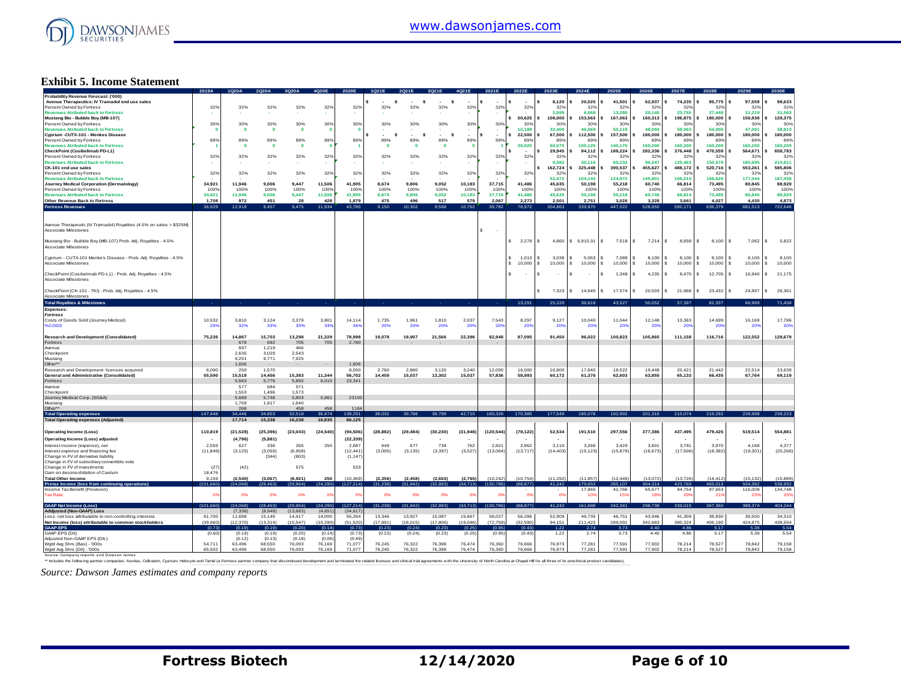## Exhibit 5. Income Statement

| | 2019A | 1Q20A | 2Q20A | 3Q20A | 4Q20E | 2020E | 1Q21E | 2Q21E | 3Q21E | 4Q21E | 2021E | 2022E | 2023E | 2024E | 2025E | 2026E | 2027E | 2028E | 2029E | 2030E |
|---|---|---|---|---|---|---|---|---|---|---|---|---|---|---|---|---|---|---|---|---|
| **Probability Revenue Forecast: ('000)** | | | | | | | | | | | | | | | | | | | | |
| Avenue Therapeutics: IV Tramadol end use sales | | | | | | | $ - | $ - | $ - | $ - | $ - | $ - | $ 8,120 | $ 20,525 | $ 41,501 | $ 62,937 | $ 74,235 | $ 85,775 | $ 97,559 | $ 98,633 |
| Percent Owned by Fortress | 32% | 32% | 32% | 32% | 32% | 32% | 32% | 32% | 32% | 32% | 32% | 32% | 32% | 32% | 32% | 32% | 32% | 32% | 32% | 32% |
| Revenues Atributed back to Fortress | - | - | - | - | - | - | - | - | - | - | - | - | 2,599 | 6,568 | 13,280 | 20,140 | 23,755 | 27,448 | 31,219 | 31,563 |
| Mustang Bio - Bubble Boy (MB-107) | | | | | | | | | | | | $ 50,625 | $ 108,000 | $ 153,563 | $ 167,063 | $ 160,313 | $ 196,875 | $ 180,000 | $ 156,938 | $ 129,375 |
| Percent Owned by Fortress | 30% | 30% | 30% | 30% | 30% | 30% | 30% | 30% | 30% | 30% | 30% | 30% | 30% | 30% | 30% | 30% | 30% | 30% | 30% | 30% |
| Revenues Atributed back to Fortress | 0 | 0 | 0 | 0 | 0 | 0 | - | - | - | - | - | 15,188 | 32,400 | 46,069 | 50,119 | 48,094 | 59,063 | 54,000 | 47,081 | 38,813 |
| Cyprium -CUTX-101 - Menkes Disease | | | | | | | $ - | $ - | $ - | $ - | $ - | $ 22,500 | $ 67,500 | $ 112,500 | $ 157,500 | $ 180,000 | $ 180,000 | $ 180,000 | $ 180,000 | $ 180,000 |
| Percent Owned by Fortress | 89% | 89% | 89% | 89% | 89% | 89% | 89% | 89% | 89% | 89% | 89% | 89% | 89% | 89% | 89% | 89% | 89% | 89% | 89% | 89% |
| Revenues Atributed back to Fortress | 1 | 0 | 0 | 0 | 0 | 1 | 0 | 0 | 0 | 0 | 1 | 20,025 | 60,075 | 100,125 | 140,175 | 160,200 | 160,200 | 160,200 | 160,200 | 160,200 |
| CheckPoint (Cosibelimab PD-L1) | | | | | | | | | | | | $ - | $ 29,945 | $ 94,112 | $ 188,224 | $ 282,336 | $ 376,448 | $ 470,559 | $ 564,671 | $ 658,783 |
| Percent Owned by Fortress | 32% | 32% | 32% | 32% | 32% | 32% | 32% | 32% | 32% | 32% | 32% | 32% | 32% | 32% | 32% | 32% | 32% | 32% | 32% | 32% |
| Revenues Atributed back to Fortress | - | - | - | - | - | - | - | - | - | - | - | - | 9,582 | 30,116 | 60,232 | 90,347 | 120,463 | 150,579 | 180,695 | 210,811 |
| CK-101 end use sales | | | | | | | | | | | | | $ 162,724 | $ 325,448 | $ 390,537 | $ 455,627 | $ 488,172 | $ 520,716 | $ 553,261 | $ 585,806 |
| Percent Owned by Fortress | 32% | 32% | 32% | 32% | 32% | 32% | 32% | 32% | 32% | 32% | 32% | 32% | 32% | 32% | 32% | 32% | 32% | 32% | 32% | 32% |
| Revenues Atributed back to Fortress | - | - | - | - | - | - | - | - | - | - | - | - | 52,072 | 104,143 | 124,972 | 145,801 | 156,215 | 166,629 | 177,044 | 187,458 |
| Journey Medical Corporation (Dermatology) | 34,921 | 11,946 | 9,006 | 9,447 | 11,506 | 41,905 | 8,674 | 9,806 | 9,052 | 10,183 | 37,715 | 41,486 | 45,635 | 50,198 | 55,218 | 60,740 | 66,814 | 73,495 | 80,845 | 88,929 |
| Percent Owned by Fortress | 100% | 100% | 100% | 100% | 100% | 100% | 100% | 100% | 100% | 100% | 100% | 100% | 100% | 100% | 100% | 100% | 100% | 100% | 100% | 100% |
| Revenues Atributed back to Fortress | 34,921 | 11,946 | 9,006 | 9,447 | 11,506 | 41,905 | 8,674 | 9,806 | 9,052 | 10,183 | 37,715 | 41,486 | 45,635 | 50,198 | 55,218 | 60,740 | 66,814 | 73,495 | 80,845 | 88,929 |
| Other Revenue Back to Fortress | 1,708 | 972 | 451 | 28 | 428 | 1,879 | 475 | 496 | 517 | 579 | 2,067 | 2,273 | 2,501 | 2,751 | 3,026 | 3,328 | 3,661 | 4,027 | 4,430 | 4,873 |
| **Fortress Revenues** | 36,629 | 12,918 | 9,457 | 9,475 | 11,934 | 43,785 | 9,150 | 10,302 | 9,568 | 10,762 | 39,782 | 78,972 | 204,863 | 339,970 | 447,022 | 528,650 | 590,171 | 636,379 | 681,513 | 722,646 |
| Avenue Therapeutic (IV Tramadol) Royalties (4.5% on sales > $325M) | | | | | | | | | | | | | | | | | | | | |
| Associate Milestones | | | | | | | | | | | $ - | | | | | | | | | |
| Mustang Bio - Bubble Boy (MB-107) Prob. Adj. Royalties - 4.5% | | | | | | | | | | | | $ 2,278 | $ 4,860 | $ 6,910.31 | $ 7,518 | $ 7,214 | $ 8,859 | $ 8,100 | $ 7,062 | $ 5,822 |
| Associate Milestones | | | | | | | | | | | | | | | | | | | | |
| Cyprium - CUTX-101 Menke's Disease - Prob. Adj. Royalties - 4.5% | | | | | | | | | | | | $ 1,013 | $ 3,038 | $ 5,063 | $ 7,088 | $ 8,100 | $ 8,100 | $ 8,100 | $ 8,100 | $ 8,100 |
| Associate Milestones | | | | | | | | | | | | $ 10,000 | $ 10,000 | $ 10,000 | $ 10,000 | $ 10,000 | $ 10,000 | $ 10,000 | $ 10,000 | $ 10,000 |
| CheckPoint (Cosibelimab PD-L1) - Prob. Adj. Royalties - 4.5% | | | | | | | | | | | | $ - | $ - | $ - | $ 1,348 | $ 4,235 | $ 8,470 | $ 12,705 | $ 16,940 | $ 21,175 |
| Associate Milestones | | | | | | | | | | | | | | | | | | | | |
| CheckPoint (CK-101 - TKI) - Prob. Adj. Royalties - 4.5% | | | | | | | | | | | | | $ 7,323 | $ 14,645 | $ 17,574 | $ 20,503 | $ 21,968 | $ 23,432 | $ 24,897 | $ 26,361 |
| Associate Milestones | | | | | | | | | | | | | | | | | | | | |
| **Total Royalties & Milestones** | - | - | - | - | - | - | - | - | - | - | - | 13,291 | 25,220 | 36,618 | 43,527 | 50,052 | 57,397 | 62,337 | 66,999 | 71,458 |
| **Expenses:** | | | | | | | | | | | | | | | | | | | | |
| ***Fortress*** | | | | | | | | | | | | | | | | | | | | |
| Costs of Goods Sold (Journey Medical) | 10,532 | 3,810 | 3,124 | 3,379 | 3,801 | 14,114 | 1,735 | 1,961 | 1,810 | 2,037 | 7,543 | 8,297 | 9,127 | 10,040 | 11,044 | 12,148 | 13,363 | 14,699 | 16,169 | 17,786 |
| %COGS | 29% | 32% | 33% | 33% | 33% | 34% | 20% | 20% | 20% | 20% | 20% | 20% | 20% | 20% | 20% | 20% | 20% | 20% | 20% | 20% |
| **Research and Development (Consolidated)** | 75,236 | 14,867 | 15,703 | 13,298 | 21,329 | 78,998 | 19,078 | 19,907 | 21,566 | 22,396 | 82,948 | 87,095 | 91,450 | 96,022 | 100,823 | 105,865 | 111,158 | 116,716 | 122,552 | 128,679 |
| Fortress | | 678 | 692 | 705 | 705 | 2,780 | - | - | - | - | - | | | | | | | | | |
| Avenue | | 697 | 1,219 | 466 | | | | | | | | | | | | | | | | |
| Checkpoint | | 2,635 | 3,029 | 2,543 | | | | | | | | | | | | | | | | |
| Mustang | | 9,251 | 9,771 | 7,925 | | | | | | | | | | | | | | | | |
| Other** | | 1,606 | - | - | - | 1,606 | | | | | | | | | | | | | | |
| Research and Development- licenses acquired | 6,090 | 250 | 1,570 | | | 8,000 | 2,760 | 2,880 | 3,120 | 3,240 | 12,000 | 16,000 | 16,800 | 17,640 | 18,522 | 19,448 | 20,421 | 21,442 | 22,514 | 23,639 |
| **General and Administrative (Consolidated)** | 55,590 | 15,519 | 14,456 | 15,383 | 11,344 | 56,702 | 14,459 | 15,037 | 13,302 | 15,037 | 57,836 | 58,993 | 60,172 | 61,376 | 62,603 | 63,855 | 65,133 | 66,435 | 67,764 | 69,119 |
| Fortress | | 5,663 | 5,776 | 5,892 | 6,010 | 23,341 | | | | | | | | | | | | | | |
| Avenue | | 577 | 684 | 571 | | | | | | | | | | | | | | | | |
| Checkpoint | | 1,553 | 1,496 | 1,573 | | | | | | | | | | | | | | | | |
| Journey Medical Corp. (SG&A) | | 5,689 | 5,746 | 5,803 | 5,861 | 23100 | | | | | | | | | | | | | | |
| Mustang | | 1,769 | 1,917 | 1,640 | | | | | | | | | | | | | | | | |
| Other** | | 268 | | 458 | 458 | 1184 | | | | | | | | | | | | | | |
| **Total Operating expenses** | 147,448 | 34,446 | 34,853 | 32,518 | 36,474 | 138,291 | 38,032 | 39,786 | 39,799 | 42,710 | 160,326 | 170,385 | 177,549 | 185,078 | 192,992 | 201,316 | 210,074 | 219,292 | 228,998 | 239,223 |
| **Total Operating expenses (Adjusted)** | | 17,714 | 15,338 | 16,238 | 16,835 | 66,125 | | | | | | | | | | | | | | |
| **Operating Income (Loss)** | 110,819 | (21,528) | (25,396) | (23,043) | (24,540) | (94,506) | (28,882) | (29,484) | (30,230) | (31,948) | (120,544) | (78,122) | 52,534 | 191,510 | 297,556 | 377,386 | 437,495 | 479,425 | 519,514 | 554,881 |
| **Operating Income (Loss) adjusted** | - | (4,796) | (5,881) | | | (22,339) | - | - | - | - | - | - | - | - | - | - | - | - | - | - |
| Interest income (expense), net | 2,559 | 627 | 336 | 265 | 250 | 2,687 | 649 | 677 | 734 | 762 | 2,821 | 2,962 | 3,110 | 3,266 | 3,429 | 3,601 | 3,781 | 3,970 | 4,168 | 4,377 |
| Interest expense and financing fee | (11,849) | (3,125) | (3,059) | (6,958) | | (12,441) | (3,005) | (3,135) | (3,397) | (3,527) | (13,064) | (13,717) | (14,403) | (15,123) | (15,879) | (16,673) | (17,506) | (18,382) | (19,301) | (20,266) |
| Change in FV of derivative liability | | | (344) | (803) | | (1,147) | | | | | | | | | | | | | | |
| Change in FV of subsidiary convertible note | | | | | | | | | | | | | | | | | | | | |
| Change in FV of investments | (27) | (42) | | 575 | | 533 | | | | | | | | | | | | | | |
| Gain on deconsolidation of Caelum | 18,476 | | | | | | | | | | | | | | | | | | | |
| **Total Other Income** | 9,159 | (2,540) | (3,067) | (6,921) | 250 | (10,369) | (2,356) | (2,458) | (2,663) | (2,765) | (10,242) | (10,754) | (11,292) | (11,857) | (12,449) | (13,072) | (13,726) | (14,412) | (15,132) | (15,889) |
| **Pretax Income (loss from continuing operations)** | (101,660) | (24,068) | (28,463) | (29,964) | (24,290) | (127,214) | (31,238) | (31,942) | (32,893) | (34,713) | (130,786) | (88,877) | 41,242 | 179,653 | 285,107 | 364,314 | 423,769 | 465,013 | 504,382 | 538,992 |
| Income Tax Benefit (Provision) | | | | | | | | | | | | - | - | 17,965 | 42,766 | 65,577 | 84,754 | 97,653 | 116,008 | 134,748 |
| Tax Rate | 0% | 0% | 0% | 0% | 0% | 0% | 0% | 0% | 0% | 0% | 0% | 0% | 0% | 10% | 15% | 18% | 20% | 21% | 23% | 25% |
| **GAAP Net Income (Loss)** | (101,660) | (24,068) | (28,463) | (29,964) | (24,290) | (127,214) | (31,238) | (31,942) | (32,893) | (34,713) | (130,786) | (88,877) | 41,242 | 161,688 | 242,341 | 298,738 | 339,015 | 367,360 | 388,374 | 404,244 |
| **Addjusted (Non-GAAP) Loss** | | (7,336) | (8,948) | (13,663) | (4,651) | (34,617) | | | | | | | | | | | | | | |
| Less: net loss attributable to non-controlling interests | 61,700 | 11,698 | 15,149 | 14,417 | 14,000 | 55,264 | 13,346 | 13,927 | 15,087 | 15,667 | 58,027 | 56,286 | 52,909 | 49,735 | 46,751 | 43,946 | 41,309 | 38,830 | 36,500 | 34,310 |
| **Net Income (loss) attributable to common stockholders** | (39,960) | (12,370) | (13,314) | (15,547) | (10,290) | (51,520) | (17,891) | (18,015) | (17,806) | (19,046) | (72,759) | (32,590) | 94,151 | 211,423 | 289,091 | 342,683 | 380,324 | 406,190 | 424,875 | 438,554 |
| **GAAP-EPS** | (0.73) | (0.19) | (0.19) | (0.20) | (0.14) | (0.73) | (0.23) | (0.24) | (0.23) | (0.25) | (0.95) | (0.43) | 1.22 | 2.74 | 3.73 | 4.40 | 4.86 | 5.17 | 5.39 | 5.54 |
| GAAP-EPS (Dil) | (0.60) | (0.19) | (0.19) | (0.20) | (0.14) | (0.73) | (0.23) | (0.24) | (0.23) | (0.25) | (0.95) | (0.43) | 1.22 | 2.74 | 3.73 | 4.40 | 4.86 | 5.17 | 5.39 | 5.54 |
| Adjusted Non-GAAP EPS (DIL) | | (0.12) | (0.13) | (0.18) | (0.06) | (0.49) | | | | | | | | | | | | | | |
| Wgtd Avg Shrs (Bas) - '000s | 54,711 | 63,496 | 68,550 | 76,093 | 76,169 | 71,077 | 76,245 | 76,322 | 76,398 | 76,474 | 76,360 | 76,666 | 76,973 | 77,281 | 77,591 | 77,902 | 78,214 | 78,527 | 78,842 | 79,158 |
| Wgtd Avg Shrs (Dil) - '000s | 65,502 | 63,496 | 68,550 | 76,093 | 76,169 | 71,077 | 76,245 | 76,322 | 76,398 | 76,474 | 76,360 | 76,666 | 76,973 | 77,281 | 77,591 | 77,902 | 78,214 | 78,527 | 78,842 | 79,158 |

Source: Company reports and Dawson James

** Includes the following partner companies: Aevitas, Cellvation, Cyprium, Helocyte and Tamid (a Fortress partner company that discontinued development and terminated the related licenses and clinical trial agreements with the University of North Carolina at Chapel Hill for all three of its preclinical product candidates).

*Source: Dawson James estimates and company reports*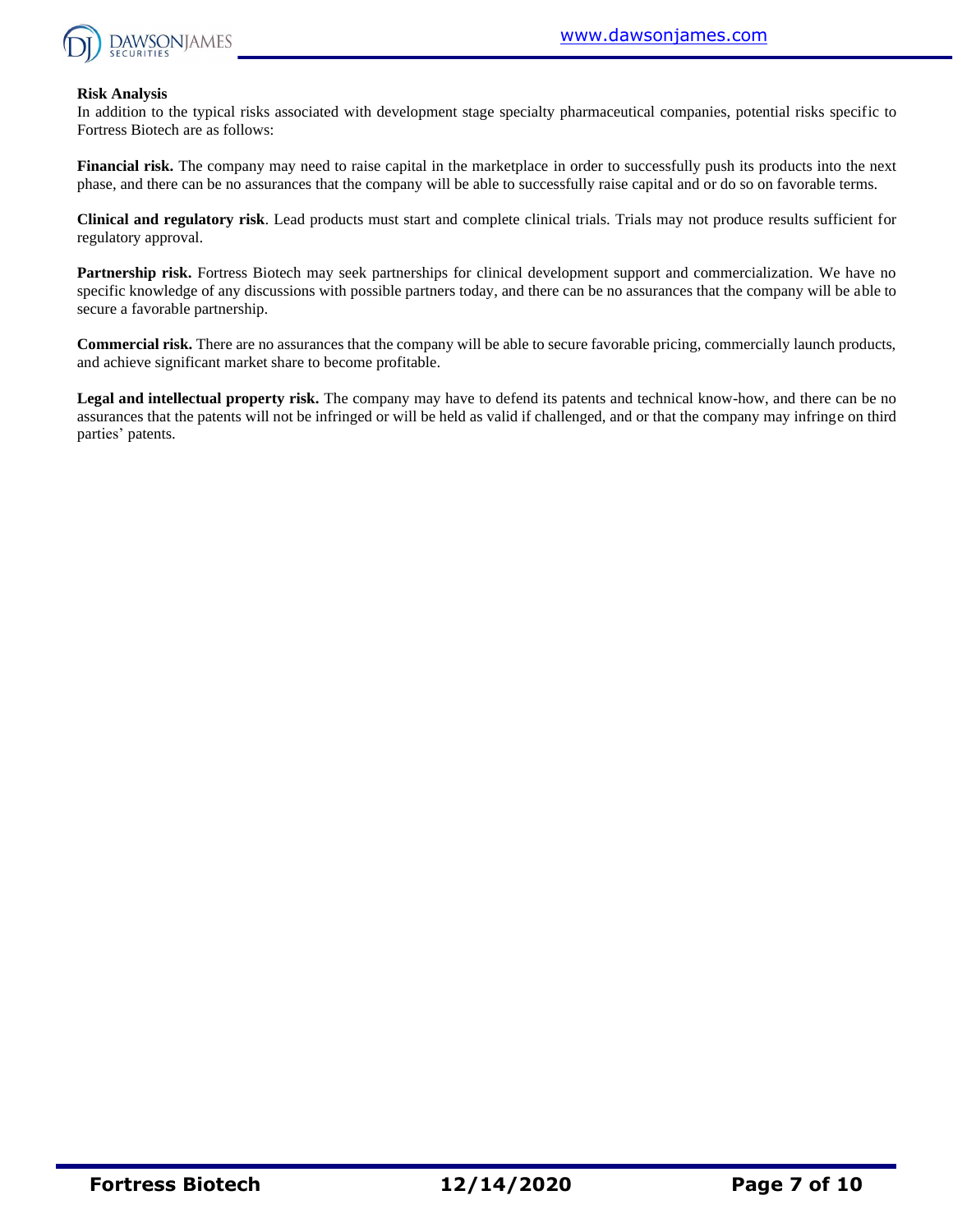**Risk Analysis**

In addition to the typical risks associated with development stage specialty pharmaceutical companies, potential risks specific to Fortress Biotech are as follows:

**Financial risk.** The company may need to raise capital in the marketplace in order to successfully push its products into the next phase, and there can be no assurances that the company will be able to successfully raise capital and or do so on favorable terms.

**Clinical and regulatory risk**. Lead products must start and complete clinical trials. Trials may not produce results sufficient for regulatory approval.

**Partnership risk.** Fortress Biotech may seek partnerships for clinical development support and commercialization. We have no specific knowledge of any discussions with possible partners today, and there can be no assurances that the company will be able to secure a favorable partnership.

**Commercial risk.** There are no assurances that the company will be able to secure favorable pricing, commercially launch products, and achieve significant market share to become profitable.

**Legal and intellectual property risk.** The company may have to defend its patents and technical know-how, and there can be no assurances that the patents will not be infringed or will be held as valid if challenged, and or that the company may infringe on third parties' patents.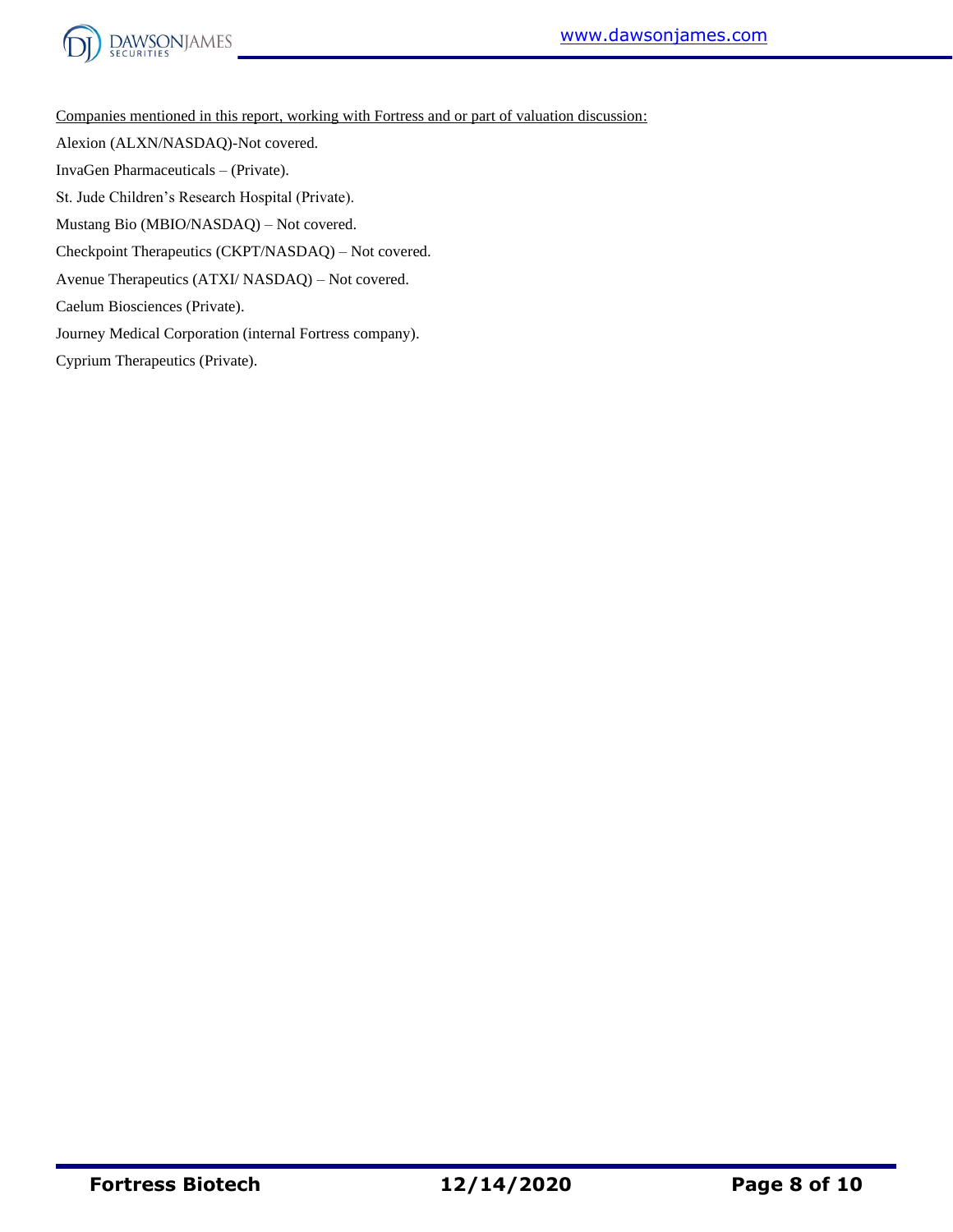Companies mentioned in this report, working with Fortress and or part of valuation discussion:

Alexion (ALXN/NASDAQ)-Not covered.

InvaGen Pharmaceuticals – (Private).

St. Jude Children's Research Hospital (Private).

Mustang Bio (MBIO/NASDAQ) – Not covered.

Checkpoint Therapeutics (CKPT/NASDAQ) – Not covered.

Avenue Therapeutics (ATXI/ NASDAQ) – Not covered.

Caelum Biosciences (Private).

Journey Medical Corporation (internal Fortress company).

Cyprium Therapeutics (Private).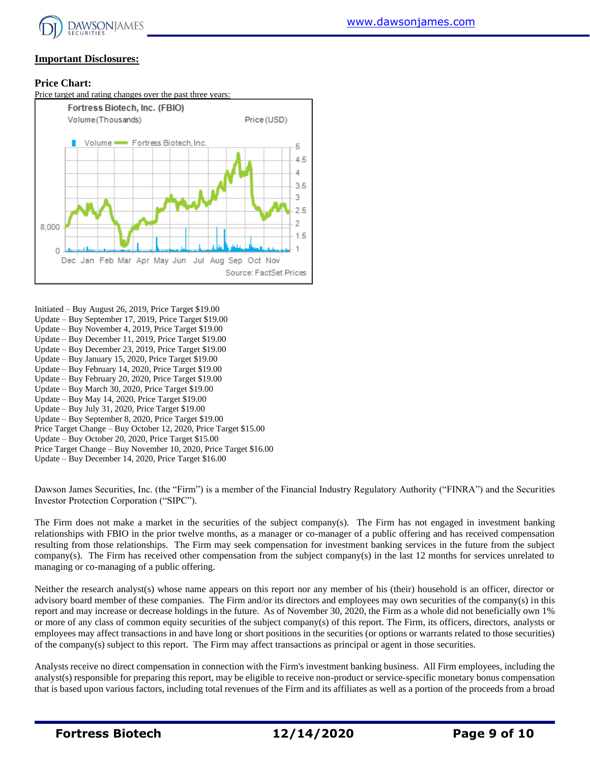## Important Disclosures:

### Price Chart:

Price target and rating changes over the past three years:

Initiated – Buy August 26, 2019, Price Target $19.00
Update – Buy September 17, 2019, Price Target $19.00
Update – Buy November 4, 2019, Price Target $19.00
Update – Buy December 11, 2019, Price Target $19.00
Update – Buy December 23, 2019, Price Target $19.00
Update – Buy January 15, 2020, Price Target $19.00
Update – Buy February 14, 2020, Price Target $19.00
Update – Buy February 20, 2020, Price Target $19.00
Update – Buy March 30, 2020, Price Target $19.00
Update – Buy May 14, 2020, Price Target $19.00
Update – Buy July 31, 2020, Price Target $19.00
Update – Buy September 8, 2020, Price Target $19.00
Price Target Change – Buy October 12, 2020, Price Target $15.00
Update – Buy October 20, 2020, Price Target $15.00
Price Target Change – Buy November 10, 2020, Price Target $16.00
Update – Buy December 14, 2020, Price Target $16.00

Dawson James Securities, Inc. (the "Firm") is a member of the Financial Industry Regulatory Authority ("FINRA") and the Securities Investor Protection Corporation ("SIPC").

The Firm does not make a market in the securities of the subject company(s). The Firm has not engaged in investment banking relationships with FBIO in the prior twelve months, as a manager or co-manager of a public offering and has received compensation resulting from those relationships. The Firm may seek compensation for investment banking services in the future from the subject company(s). The Firm has received other compensation from the subject company(s) in the last 12 months for services unrelated to managing or co-managing of a public offering.

Neither the research analyst(s) whose name appears on this report nor any member of his (their) household is an officer, director or advisory board member of these companies. The Firm and/or its directors and employees may own securities of the company(s) in this report and may increase or decrease holdings in the future. As of November 30, 2020, the Firm as a whole did not beneficially own 1% or more of any class of common equity securities of the subject company(s) of this report. The Firm, its officers, directors, analysts or employees may affect transactions in and have long or short positions in the securities (or options or warrants related to those securities) of the company(s) subject to this report. The Firm may affect transactions as principal or agent in those securities.

Analysts receive no direct compensation in connection with the Firm's investment banking business. All Firm employees, including the analyst(s) responsible for preparing this report, may be eligible to receive non-product or service-specific monetary bonus compensation that is based upon various factors, including total revenues of the Firm and its affiliates as well as a portion of the proceeds from a broad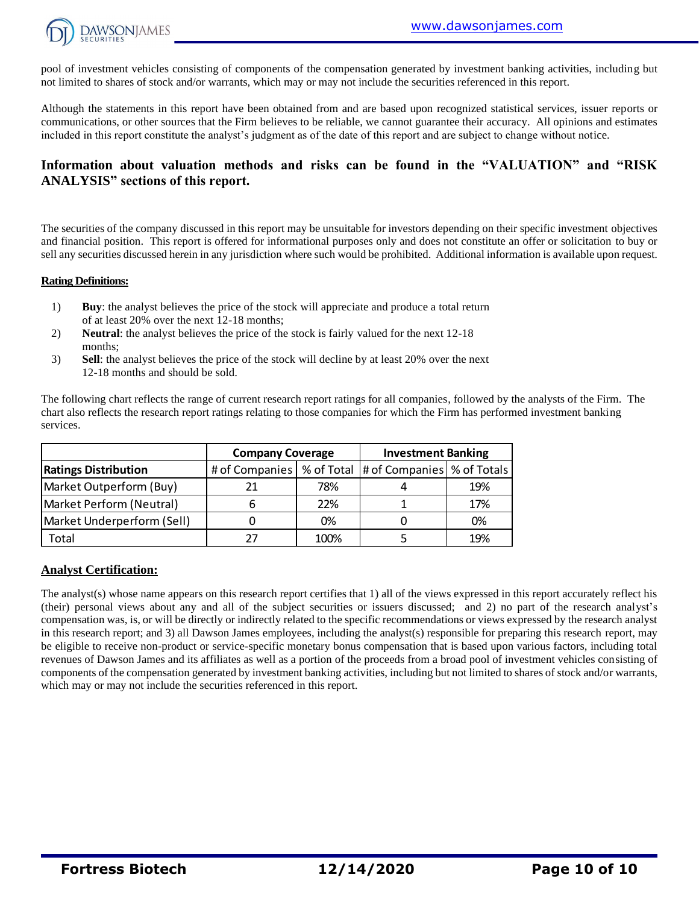pool of investment vehicles consisting of components of the compensation generated by investment banking activities, including but not limited to shares of stock and/or warrants, which may or may not include the securities referenced in this report.

Although the statements in this report have been obtained from and are based upon recognized statistical services, issuer reports or communications, or other sources that the Firm believes to be reliable, we cannot guarantee their accuracy. All opinions and estimates included in this report constitute the analyst's judgment as of the date of this report and are subject to change without notice.

**Information about valuation methods and risks can be found in the "VALUATION" and "RISK ANALYSIS" sections of this report.**

The securities of the company discussed in this report may be unsuitable for investors depending on their specific investment objectives and financial position. This report is offered for informational purposes only and does not constitute an offer or solicitation to buy or sell any securities discussed herein in any jurisdiction where such would be prohibited. Additional information is available upon request.

**Rating Definitions:**

1) **Buy**: the analyst believes the price of the stock will appreciate and produce a total return of at least 20% over the next 12-18 months;
2) **Neutral**: the analyst believes the price of the stock is fairly valued for the next 12-18 months;
3) **Sell**: the analyst believes the price of the stock will decline by at least 20% over the next 12-18 months and should be sold.

The following chart reflects the range of current research report ratings for all companies, followed by the analysts of the Firm. The chart also reflects the research report ratings relating to those companies for which the Firm has performed investment banking services.

| | Company Coverage | | Investment Banking | |
|---|---|---|---|---|
| **Ratings Distribution** | # of Companies | % of Total | # of Companies | % of Totals |
| Market Outperform (Buy) | 21 | 78% | 4 | 19% |
| Market Perform (Neutral) | 6 | 22% | 1 | 17% |
| Market Underperform (Sell) | 0 | 0% | 0 | 0% |
| Total | 27 | 100% | 5 | 19% |

## Analyst Certification:

The analyst(s) whose name appears on this research report certifies that 1) all of the views expressed in this report accurately reflect his (their) personal views about any and all of the subject securities or issuers discussed; and 2) no part of the research analyst's compensation was, is, or will be directly or indirectly related to the specific recommendations or views expressed by the research analyst in this research report; and 3) all Dawson James employees, including the analyst(s) responsible for preparing this research report, may be eligible to receive non-product or service-specific monetary bonus compensation that is based upon various factors, including total revenues of Dawson James and its affiliates as well as a portion of the proceeds from a broad pool of investment vehicles consisting of components of the compensation generated by investment banking activities, including but not limited to shares of stock and/or warrants, which may or may not include the securities referenced in this report.